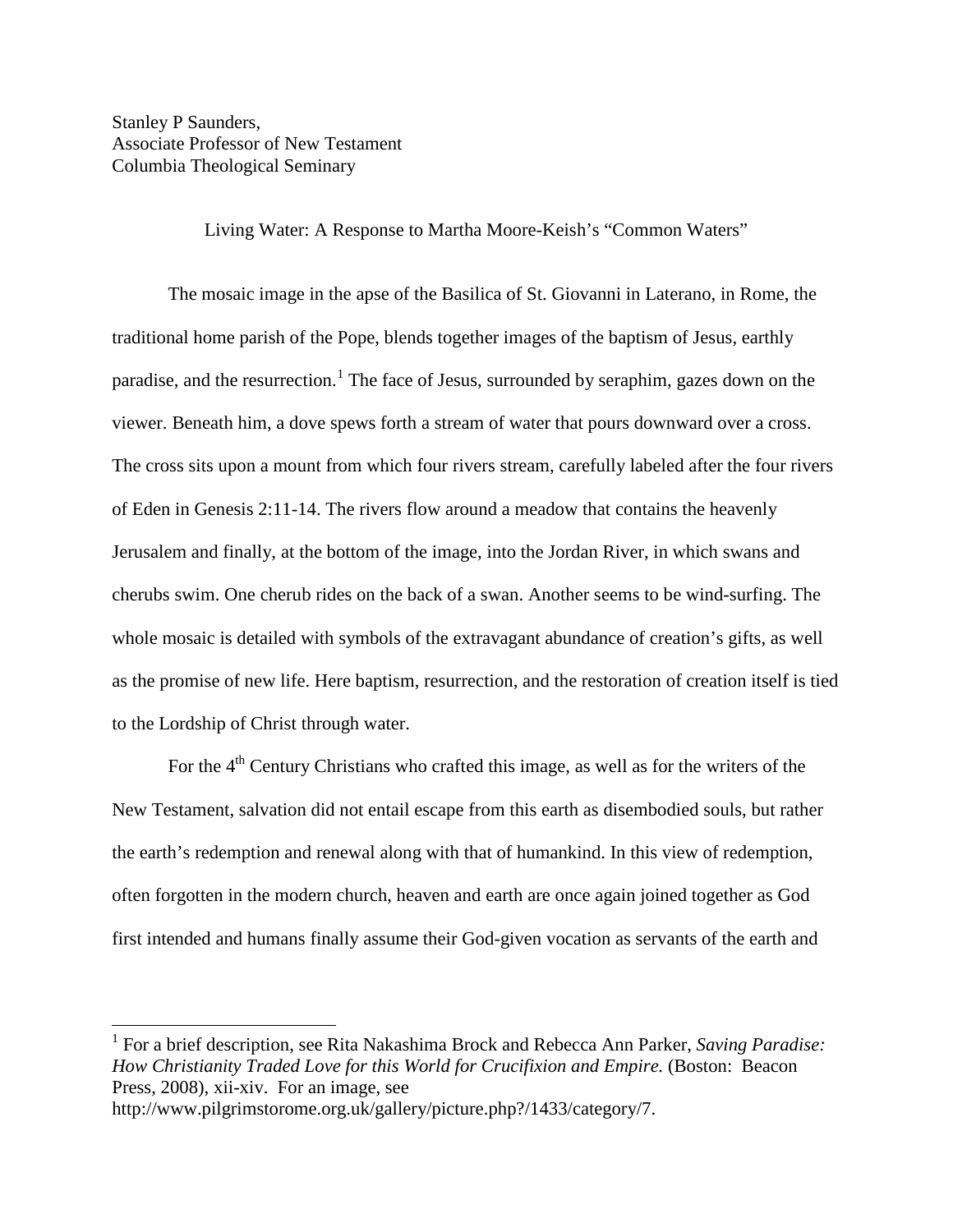Stanley P Saunders,  
Associate Professor of New Testament  
Columbia Theological Seminary

Living Water: A Response to Martha Moore-Keish's "Common Waters"

The mosaic image in the apse of the Basilica of St. Giovanni in Laterano, in Rome, the traditional home parish of the Pope, blends together images of the baptism of Jesus, earthly paradise, and the resurrection.[1] The face of Jesus, surrounded by seraphim, gazes down on the viewer. Beneath him, a dove spews forth a stream of water that pours downward over a cross. The cross sits upon a mount from which four rivers stream, carefully labeled after the four rivers of Eden in Genesis 2:11-14. The rivers flow around a meadow that contains the heavenly Jerusalem and finally, at the bottom of the image, into the Jordan River, in which swans and cherubs swim. One cherub rides on the back of a swan. Another seems to be wind-surfing. The whole mosaic is detailed with symbols of the extravagant abundance of creation's gifts, as well as the promise of new life. Here baptism, resurrection, and the restoration of creation itself is tied to the Lordship of Christ through water.

For the 4th Century Christians who crafted this image, as well as for the writers of the New Testament, salvation did not entail escape from this earth as disembodied souls, but rather the earth's redemption and renewal along with that of humankind. In this view of redemption, often forgotten in the modern church, heaven and earth are once again joined together as God first intended and humans finally assume their God-given vocation as servants of the earth and

[1] For a brief description, see Rita Nakashima Brock and Rebecca Ann Parker, *Saving Paradise: How Christianity Traded Love for this World for Crucifixion and Empire.* (Boston: Beacon Press, 2008), xii-xiv. For an image, see http://www.pilgrimstorome.org.uk/gallery/picture.php?/1433/category/7.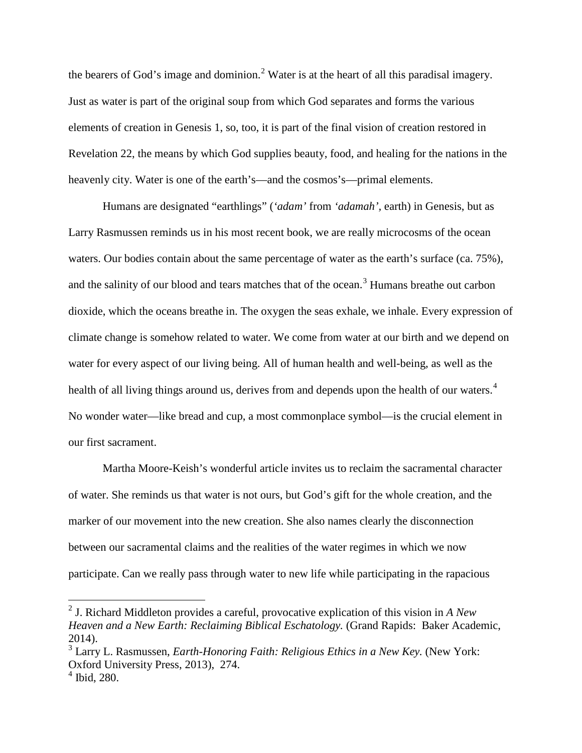the bearers of God's image and dominion.[2] Water is at the heart of all this paradisal imagery. Just as water is part of the original soup from which God separates and forms the various elements of creation in Genesis 1, so, too, it is part of the final vision of creation restored in Revelation 22, the means by which God supplies beauty, food, and healing for the nations in the heavenly city. Water is one of the earth's—and the cosmos's—primal elements.

Humans are designated "earthlings" (*'adam'* from *'adamah'*, earth) in Genesis, but as Larry Rasmussen reminds us in his most recent book, we are really microcosms of the ocean waters. Our bodies contain about the same percentage of water as the earth's surface (ca. 75%), and the salinity of our blood and tears matches that of the ocean.[3] Humans breathe out carbon dioxide, which the oceans breathe in. The oxygen the seas exhale, we inhale. Every expression of climate change is somehow related to water. We come from water at our birth and we depend on water for every aspect of our living being. All of human health and well-being, as well as the health of all living things around us, derives from and depends upon the health of our waters.[4] No wonder water—like bread and cup, a most commonplace symbol—is the crucial element in our first sacrament.

Martha Moore-Keish's wonderful article invites us to reclaim the sacramental character of water. She reminds us that water is not ours, but God's gift for the whole creation, and the marker of our movement into the new creation. She also names clearly the disconnection between our sacramental claims and the realities of the water regimes in which we now participate. Can we really pass through water to new life while participating in the rapacious

---

[2] J. Richard Middleton provides a careful, provocative explication of this vision in *A New Heaven and a New Earth: Reclaiming Biblical Eschatology.* (Grand Rapids: Baker Academic, 2014).

[3] Larry L. Rasmussen, *Earth-Honoring Faith: Religious Ethics in a New Key.* (New York: Oxford University Press, 2013), 274.

[4] Ibid, 280.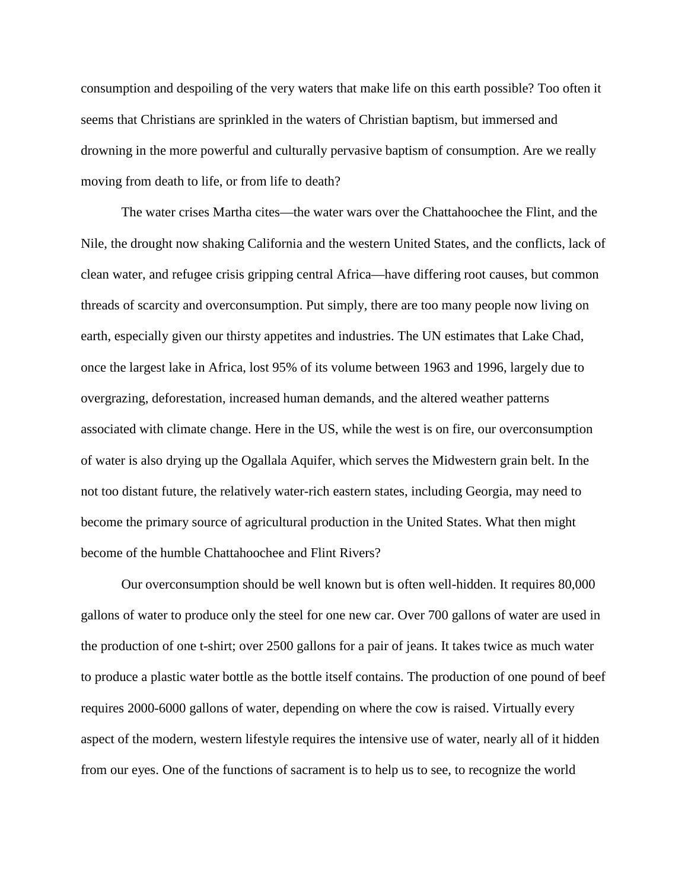consumption and despoiling of the very waters that make life on this earth possible? Too often it seems that Christians are sprinkled in the waters of Christian baptism, but immersed and drowning in the more powerful and culturally pervasive baptism of consumption. Are we really moving from death to life, or from life to death?

The water crises Martha cites—the water wars over the Chattahoochee the Flint, and the Nile, the drought now shaking California and the western United States, and the conflicts, lack of clean water, and refugee crisis gripping central Africa—have differing root causes, but common threads of scarcity and overconsumption. Put simply, there are too many people now living on earth, especially given our thirsty appetites and industries. The UN estimates that Lake Chad, once the largest lake in Africa, lost 95% of its volume between 1963 and 1996, largely due to overgrazing, deforestation, increased human demands, and the altered weather patterns associated with climate change. Here in the US, while the west is on fire, our overconsumption of water is also drying up the Ogallala Aquifer, which serves the Midwestern grain belt. In the not too distant future, the relatively water-rich eastern states, including Georgia, may need to become the primary source of agricultural production in the United States. What then might become of the humble Chattahoochee and Flint Rivers?

Our overconsumption should be well known but is often well-hidden. It requires 80,000 gallons of water to produce only the steel for one new car. Over 700 gallons of water are used in the production of one t-shirt; over 2500 gallons for a pair of jeans. It takes twice as much water to produce a plastic water bottle as the bottle itself contains. The production of one pound of beef requires 2000-6000 gallons of water, depending on where the cow is raised. Virtually every aspect of the modern, western lifestyle requires the intensive use of water, nearly all of it hidden from our eyes. One of the functions of sacrament is to help us to see, to recognize the world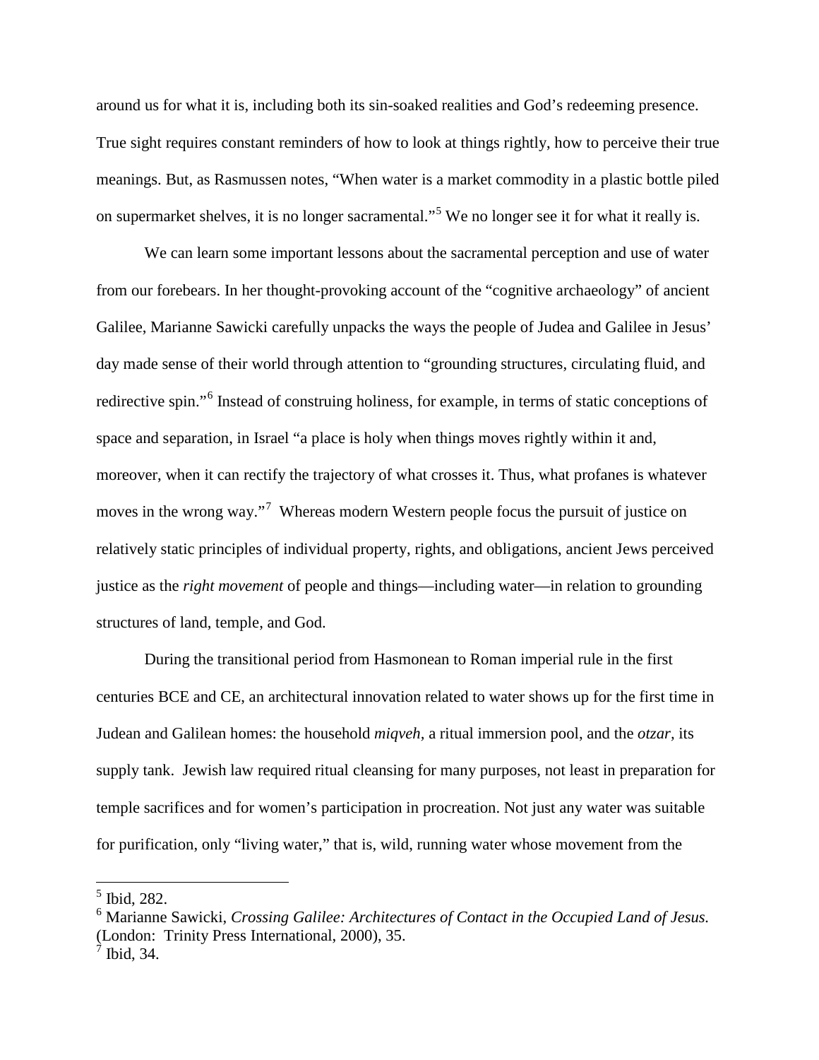around us for what it is, including both its sin-soaked realities and God's redeeming presence. True sight requires constant reminders of how to look at things rightly, how to perceive their true meanings. But, as Rasmussen notes, "When water is a market commodity in a plastic bottle piled on supermarket shelves, it is no longer sacramental."[5] We no longer see it for what it really is.

We can learn some important lessons about the sacramental perception and use of water from our forebears. In her thought-provoking account of the "cognitive archaeology" of ancient Galilee, Marianne Sawicki carefully unpacks the ways the people of Judea and Galilee in Jesus' day made sense of their world through attention to "grounding structures, circulating fluid, and redirective spin."[6] Instead of construing holiness, for example, in terms of static conceptions of space and separation, in Israel "a place is holy when things moves rightly within it and, moreover, when it can rectify the trajectory of what crosses it. Thus, what profanes is whatever moves in the wrong way."[7] Whereas modern Western people focus the pursuit of justice on relatively static principles of individual property, rights, and obligations, ancient Jews perceived justice as the *right movement* of people and things—including water—in relation to grounding structures of land, temple, and God.

During the transitional period from Hasmonean to Roman imperial rule in the first centuries BCE and CE, an architectural innovation related to water shows up for the first time in Judean and Galilean homes: the household *miqveh*, a ritual immersion pool, and the *otzar*, its supply tank. Jewish law required ritual cleansing for many purposes, not least in preparation for temple sacrifices and for women's participation in procreation. Not just any water was suitable for purification, only "living water," that is, wild, running water whose movement from the

---

[5] Ibid, 282.

[6] Marianne Sawicki, *Crossing Galilee: Architectures of Contact in the Occupied Land of Jesus.* (London: Trinity Press International, 2000), 35.

[7] Ibid, 34.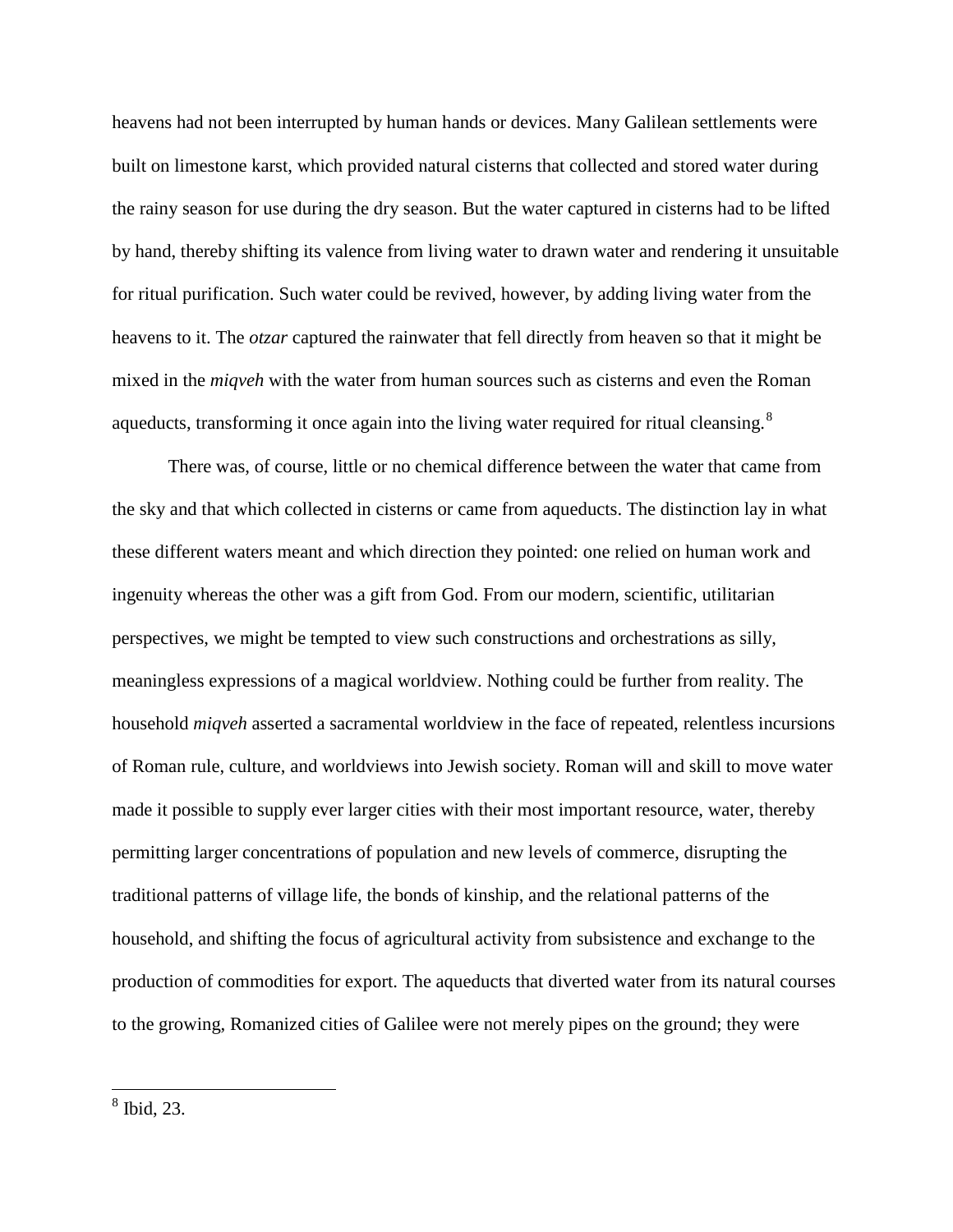heavens had not been interrupted by human hands or devices. Many Galilean settlements were built on limestone karst, which provided natural cisterns that collected and stored water during the rainy season for use during the dry season. But the water captured in cisterns had to be lifted by hand, thereby shifting its valence from living water to drawn water and rendering it unsuitable for ritual purification. Such water could be revived, however, by adding living water from the heavens to it. The *otzar* captured the rainwater that fell directly from heaven so that it might be mixed in the *miqveh* with the water from human sources such as cisterns and even the Roman aqueducts, transforming it once again into the living water required for ritual cleansing.[8]

There was, of course, little or no chemical difference between the water that came from the sky and that which collected in cisterns or came from aqueducts. The distinction lay in what these different waters meant and which direction they pointed: one relied on human work and ingenuity whereas the other was a gift from God. From our modern, scientific, utilitarian perspectives, we might be tempted to view such constructions and orchestrations as silly, meaningless expressions of a magical worldview. Nothing could be further from reality. The household *miqveh* asserted a sacramental worldview in the face of repeated, relentless incursions of Roman rule, culture, and worldviews into Jewish society. Roman will and skill to move water made it possible to supply ever larger cities with their most important resource, water, thereby permitting larger concentrations of population and new levels of commerce, disrupting the traditional patterns of village life, the bonds of kinship, and the relational patterns of the household, and shifting the focus of agricultural activity from subsistence and exchange to the production of commodities for export. The aqueducts that diverted water from its natural courses to the growing, Romanized cities of Galilee were not merely pipes on the ground; they were

---

[8] Ibid, 23.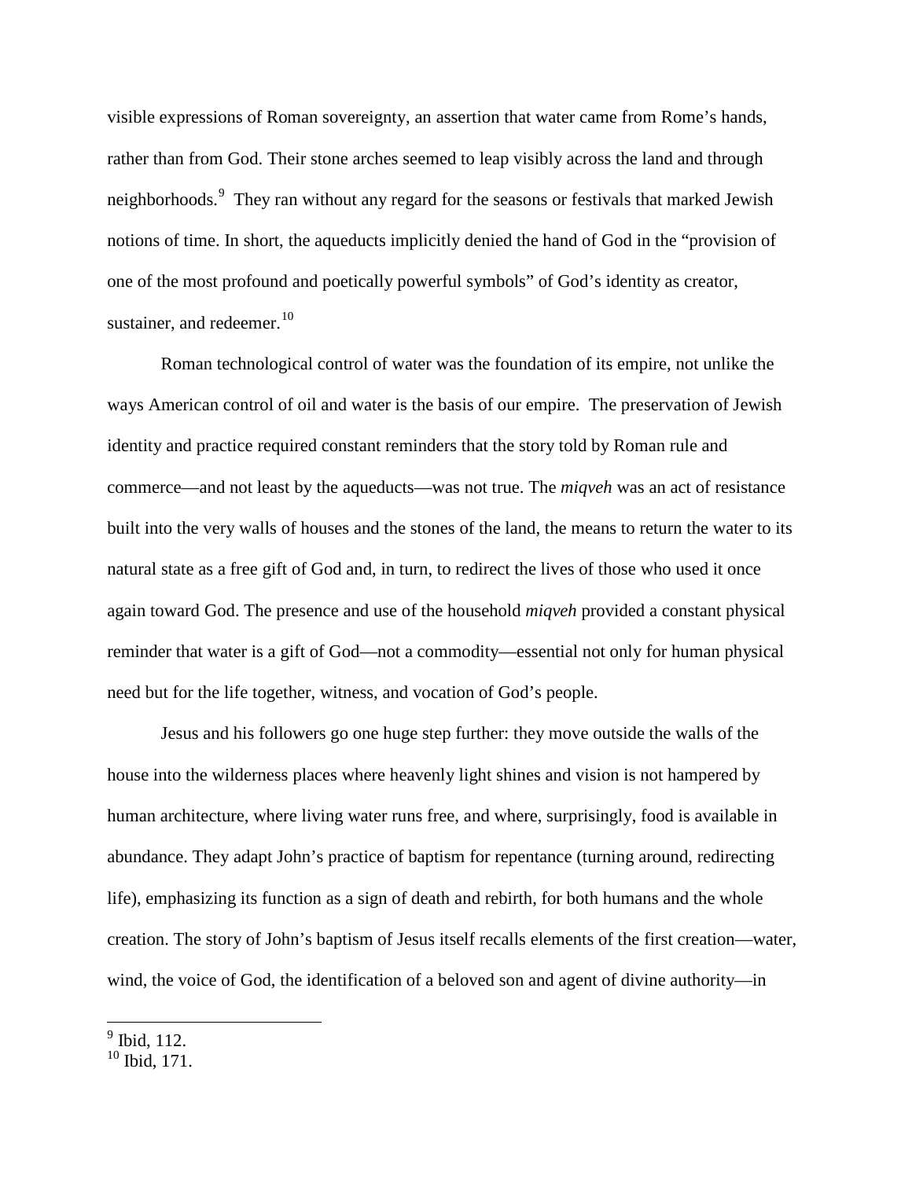visible expressions of Roman sovereignty, an assertion that water came from Rome's hands, rather than from God. Their stone arches seemed to leap visibly across the land and through neighborhoods.[9] They ran without any regard for the seasons or festivals that marked Jewish notions of time. In short, the aqueducts implicitly denied the hand of God in the "provision of one of the most profound and poetically powerful symbols" of God's identity as creator, sustainer, and redeemer.[10]

Roman technological control of water was the foundation of its empire, not unlike the ways American control of oil and water is the basis of our empire. The preservation of Jewish identity and practice required constant reminders that the story told by Roman rule and commerce—and not least by the aqueducts—was not true. The *miqveh* was an act of resistance built into the very walls of houses and the stones of the land, the means to return the water to its natural state as a free gift of God and, in turn, to redirect the lives of those who used it once again toward God. The presence and use of the household *miqveh* provided a constant physical reminder that water is a gift of God—not a commodity—essential not only for human physical need but for the life together, witness, and vocation of God's people.

Jesus and his followers go one huge step further: they move outside the walls of the house into the wilderness places where heavenly light shines and vision is not hampered by human architecture, where living water runs free, and where, surprisingly, food is available in abundance. They adapt John's practice of baptism for repentance (turning around, redirecting life), emphasizing its function as a sign of death and rebirth, for both humans and the whole creation. The story of John's baptism of Jesus itself recalls elements of the first creation—water, wind, the voice of God, the identification of a beloved son and agent of divine authority—in

[9] Ibid, 112.

[10] Ibid, 171.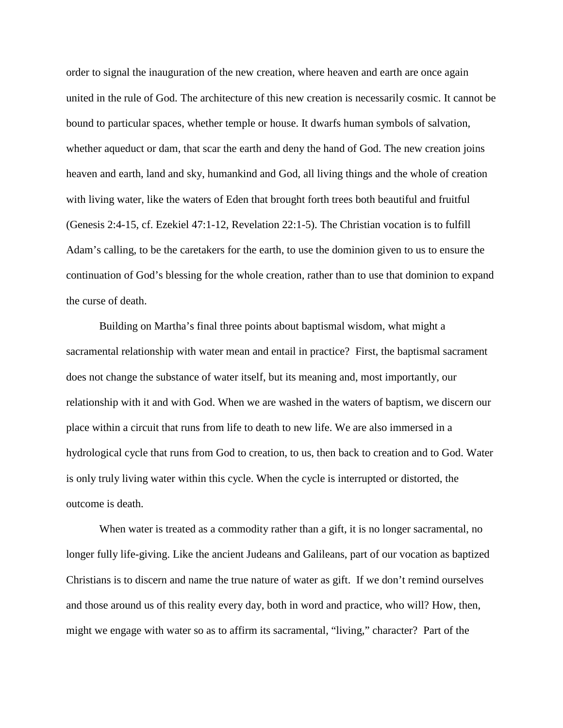order to signal the inauguration of the new creation, where heaven and earth are once again united in the rule of God. The architecture of this new creation is necessarily cosmic. It cannot be bound to particular spaces, whether temple or house. It dwarfs human symbols of salvation, whether aqueduct or dam, that scar the earth and deny the hand of God. The new creation joins heaven and earth, land and sky, humankind and God, all living things and the whole of creation with living water, like the waters of Eden that brought forth trees both beautiful and fruitful (Genesis 2:4-15, cf. Ezekiel 47:1-12, Revelation 22:1-5). The Christian vocation is to fulfill Adam's calling, to be the caretakers for the earth, to use the dominion given to us to ensure the continuation of God's blessing for the whole creation, rather than to use that dominion to expand the curse of death.

Building on Martha's final three points about baptismal wisdom, what might a sacramental relationship with water mean and entail in practice? First, the baptismal sacrament does not change the substance of water itself, but its meaning and, most importantly, our relationship with it and with God. When we are washed in the waters of baptism, we discern our place within a circuit that runs from life to death to new life. We are also immersed in a hydrological cycle that runs from God to creation, to us, then back to creation and to God. Water is only truly living water within this cycle. When the cycle is interrupted or distorted, the outcome is death.

When water is treated as a commodity rather than a gift, it is no longer sacramental, no longer fully life-giving. Like the ancient Judeans and Galileans, part of our vocation as baptized Christians is to discern and name the true nature of water as gift. If we don't remind ourselves and those around us of this reality every day, both in word and practice, who will? How, then, might we engage with water so as to affirm its sacramental, "living," character? Part of the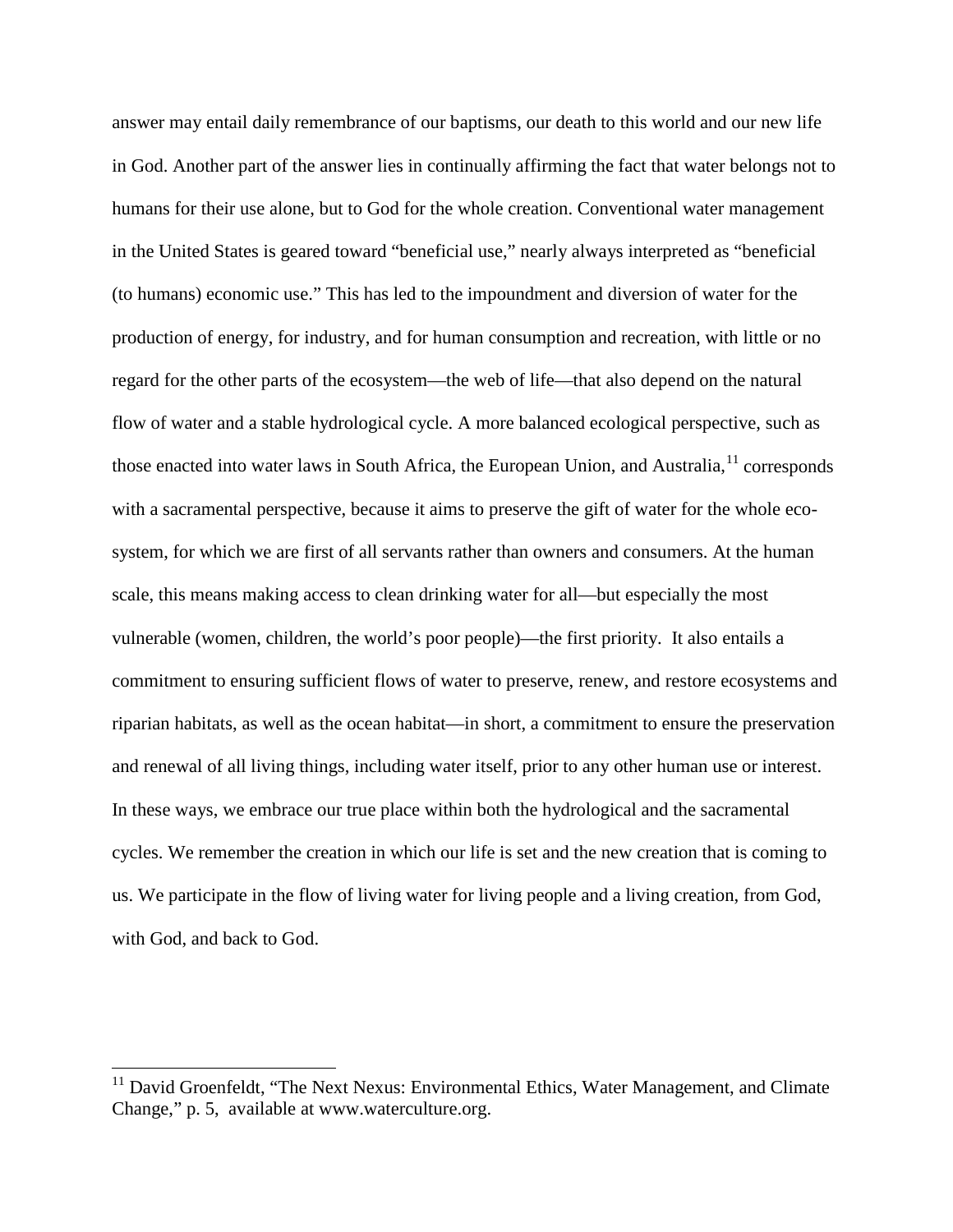answer may entail daily remembrance of our baptisms, our death to this world and our new life in God. Another part of the answer lies in continually affirming the fact that water belongs not to humans for their use alone, but to God for the whole creation. Conventional water management in the United States is geared toward "beneficial use," nearly always interpreted as "beneficial (to humans) economic use." This has led to the impoundment and diversion of water for the production of energy, for industry, and for human consumption and recreation, with little or no regard for the other parts of the ecosystem—the web of life—that also depend on the natural flow of water and a stable hydrological cycle. A more balanced ecological perspective, such as those enacted into water laws in South Africa, the European Union, and Australia,[11] corresponds with a sacramental perspective, because it aims to preserve the gift of water for the whole eco-system, for which we are first of all servants rather than owners and consumers. At the human scale, this means making access to clean drinking water for all—but especially the most vulnerable (women, children, the world's poor people)—the first priority. It also entails a commitment to ensuring sufficient flows of water to preserve, renew, and restore ecosystems and riparian habitats, as well as the ocean habitat—in short, a commitment to ensure the preservation and renewal of all living things, including water itself, prior to any other human use or interest. In these ways, we embrace our true place within both the hydrological and the sacramental cycles. We remember the creation in which our life is set and the new creation that is coming to us. We participate in the flow of living water for living people and a living creation, from God, with God, and back to God.

---

[11] David Groenfeldt, "The Next Nexus: Environmental Ethics, Water Management, and Climate Change," p. 5, available at www.waterculture.org.